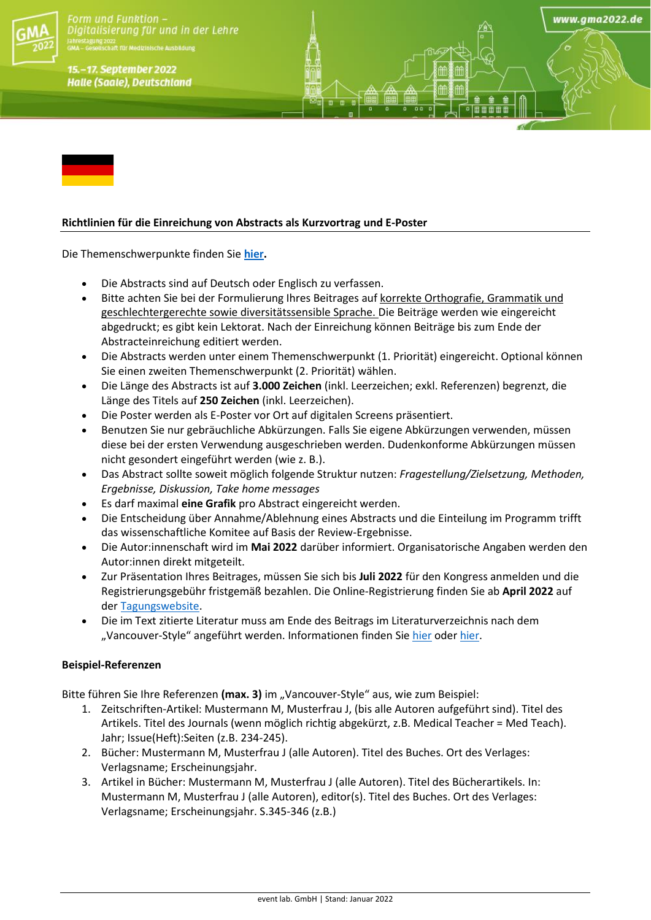**Richtlinien für die Einreichung von Abstracts als Kurzvortrag und E-Poster**

Die Themenschwerpunkte finden Sie **hier.**

- Die Abstracts sind auf Deutsch oder Englisch zu verfassen.
- Bitte achten Sie bei der Formulierung Ihres Beitrages auf korrekte Orthografie, Grammatik und geschlechtergerechte sowie diversitätssensible Sprache. Die Beiträge werden wie eingereicht abgedruckt; es gibt kein Lektorat. Nach der Einreichung können Beiträge bis zum Ende der Abstracteinreichung editiert werden.
- Die Abstracts werden unter einem Themenschwerpunkt (1. Priorität) eingereicht. Optional können Sie einen zweiten Themenschwerpunkt (2. Priorität) wählen.
- Die Länge des Abstracts ist auf **3.000 Zeichen** (inkl. Leerzeichen; exkl. Referenzen) begrenzt, die Länge des Titels auf **250 Zeichen** (inkl. Leerzeichen).
- Die Poster werden als E-Poster vor Ort auf digitalen Screens präsentiert.
- Benutzen Sie nur gebräuchliche Abkürzungen. Falls Sie eigene Abkürzungen verwenden, müssen diese bei der ersten Verwendung ausgeschrieben werden. Dudenkonforme Abkürzungen müssen nicht gesondert eingeführt werden (wie z. B.).
- Das Abstract sollte soweit möglich folgende Struktur nutzen: *Fragestellung/Zielsetzung, Methoden, Ergebnisse, Diskussion, Take home messages*
- Es darf maximal **eine Grafik** pro Abstract eingereicht werden.
- Die Entscheidung über Annahme/Ablehnung eines Abstracts und die Einteilung im Programm trifft das wissenschaftliche Komitee auf Basis der Review-Ergebnisse.
- Die Autor:innenschaft wird im **Mai 2022** darüber informiert. Organisatorische Angaben werden den Autor:innen direkt mitgeteilt.
- Zur Präsentation Ihres Beitrages, müssen Sie sich bis **Juli 2022** für den Kongress anmelden und die Registrierungsgebühr fristgemäß bezahlen. Die Online-Registrierung finden Sie ab **April 2022** auf der Tagungswebsite.
- Die im Text zitierte Literatur muss am Ende des Beitrags im Literaturverzeichnis nach dem „Vancouver-Style" angeführt werden. Informationen finden Sie hier oder hier.

**Beispiel-Referenzen**

Bitte führen Sie Ihre Referenzen **(max. 3)** im „Vancouver-Style" aus, wie zum Beispiel:

1. Zeitschriften-Artikel: Mustermann M, Musterfrau J, (bis alle Autoren aufgeführt sind). Titel des Artikels. Titel des Journals (wenn möglich richtig abgekürzt, z.B. Medical Teacher = Med Teach). Jahr; Issue(Heft):Seiten (z.B. 234-245).
2. Bücher: Mustermann M, Musterfrau J (alle Autoren). Titel des Buches. Ort des Verlages: Verlagsname; Erscheinungsjahr.
3. Artikel in Bücher: Mustermann M, Musterfrau J (alle Autoren). Titel des Bücherartikels. In: Mustermann M, Musterfrau J (alle Autoren), editor(s). Titel des Buches. Ort des Verlages: Verlagsname; Erscheinungsjahr. S.345-346 (z.B.)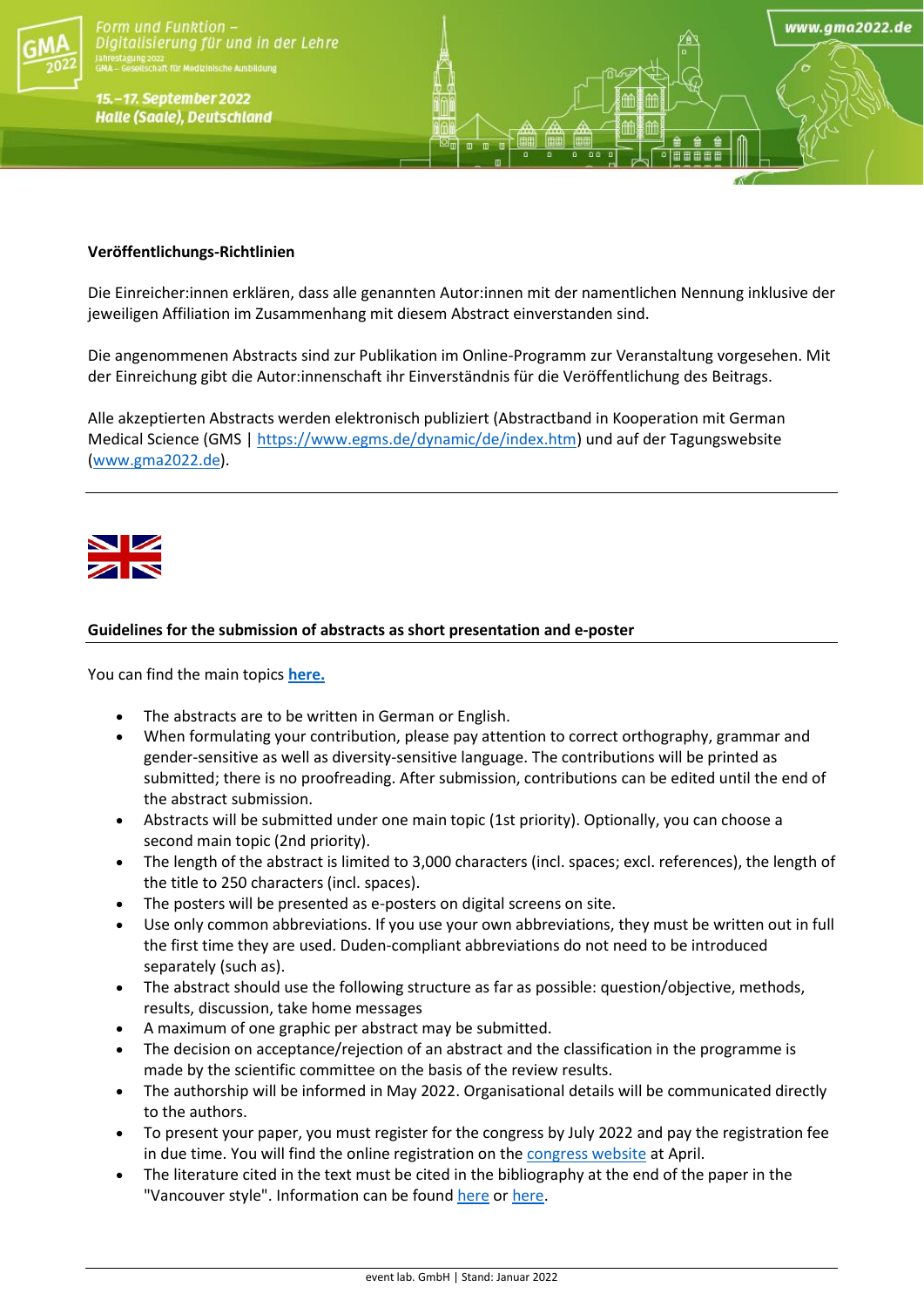**Veröffentlichungs-Richtlinien**

Die Einreicher:innen erklären, dass alle genannten Autor:innen mit der namentlichen Nennung inklusive der jeweiligen Affiliation im Zusammenhang mit diesem Abstract einverstanden sind.

Die angenommenen Abstracts sind zur Publikation im Online-Programm zur Veranstaltung vorgesehen. Mit der Einreichung gibt die Autor:innenschaft ihr Einverständnis für die Veröffentlichung des Beitrags.

Alle akzeptierten Abstracts werden elektronisch publiziert (Abstractband in Kooperation mit German Medical Science (GMS | https://www.egms.de/dynamic/de/index.htm) und auf der Tagungswebsite (www.gma2022.de).

---

**Guidelines for the submission of abstracts as short presentation and e-poster**

You can find the main topics **here.**

- The abstracts are to be written in German or English.
- When formulating your contribution, please pay attention to correct orthography, grammar and gender-sensitive as well as diversity-sensitive language. The contributions will be printed as submitted; there is no proofreading. After submission, contributions can be edited until the end of the abstract submission.
- Abstracts will be submitted under one main topic (1st priority). Optionally, you can choose a second main topic (2nd priority).
- The length of the abstract is limited to 3,000 characters (incl. spaces; excl. references), the length of the title to 250 characters (incl. spaces).
- The posters will be presented as e-posters on digital screens on site.
- Use only common abbreviations. If you use your own abbreviations, they must be written out in full the first time they are used. Duden-compliant abbreviations do not need to be introduced separately (such as).
- The abstract should use the following structure as far as possible: question/objective, methods, results, discussion, take home messages
- A maximum of one graphic per abstract may be submitted.
- The decision on acceptance/rejection of an abstract and the classification in the programme is made by the scientific committee on the basis of the review results.
- The authorship will be informed in May 2022. Organisational details will be communicated directly to the authors.
- To present your paper, you must register for the congress by July 2022 and pay the registration fee in due time. You will find the online registration on the congress website at April.
- The literature cited in the text must be cited in the bibliography at the end of the paper in the "Vancouver style". Information can be found here or here.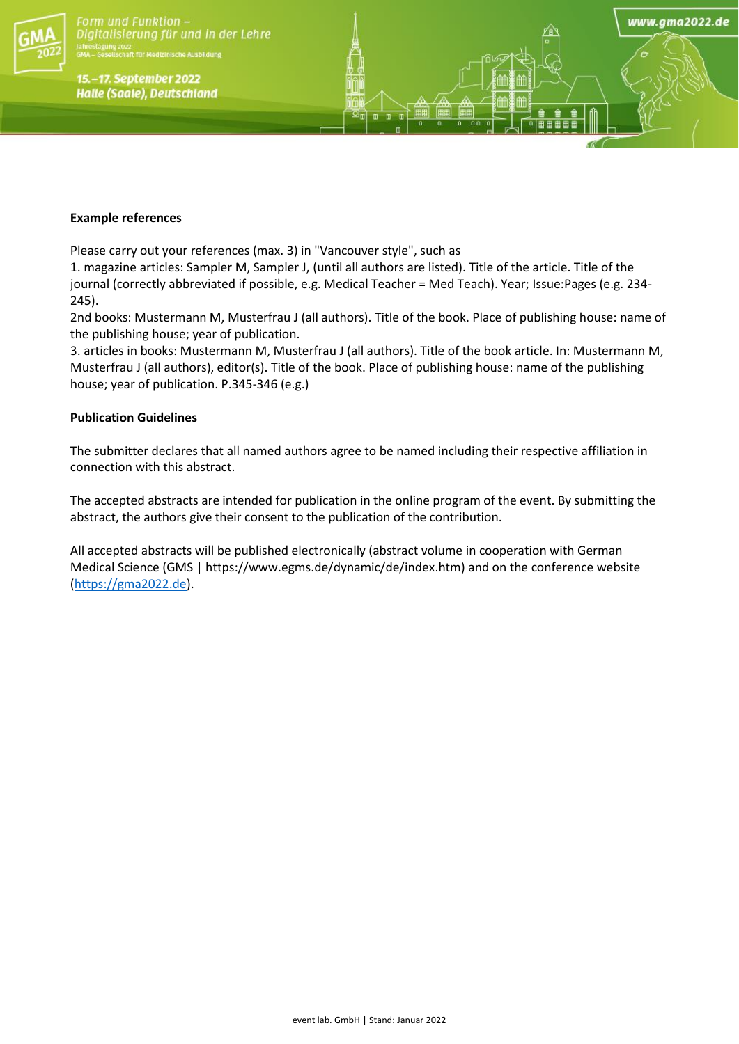**Example references**

Please carry out your references (max. 3) in "Vancouver style", such as
1. magazine articles: Sampler M, Sampler J, (until all authors are listed). Title of the article. Title of the journal (correctly abbreviated if possible, e.g. Medical Teacher = Med Teach). Year; Issue:Pages (e.g. 234-245).
2nd books: Mustermann M, Musterfrau J (all authors). Title of the book. Place of publishing house: name of the publishing house; year of publication.
3. articles in books: Mustermann M, Musterfrau J (all authors). Title of the book article. In: Mustermann M, Musterfrau J (all authors), editor(s). Title of the book. Place of publishing house: name of the publishing house; year of publication. P.345-346 (e.g.)

**Publication Guidelines**

The submitter declares that all named authors agree to be named including their respective affiliation in connection with this abstract.

The accepted abstracts are intended for publication in the online program of the event. By submitting the abstract, the authors give their consent to the publication of the contribution.

All accepted abstracts will be published electronically (abstract volume in cooperation with German Medical Science (GMS | https://www.egms.de/dynamic/de/index.htm) and on the conference website (https://gma2022.de).